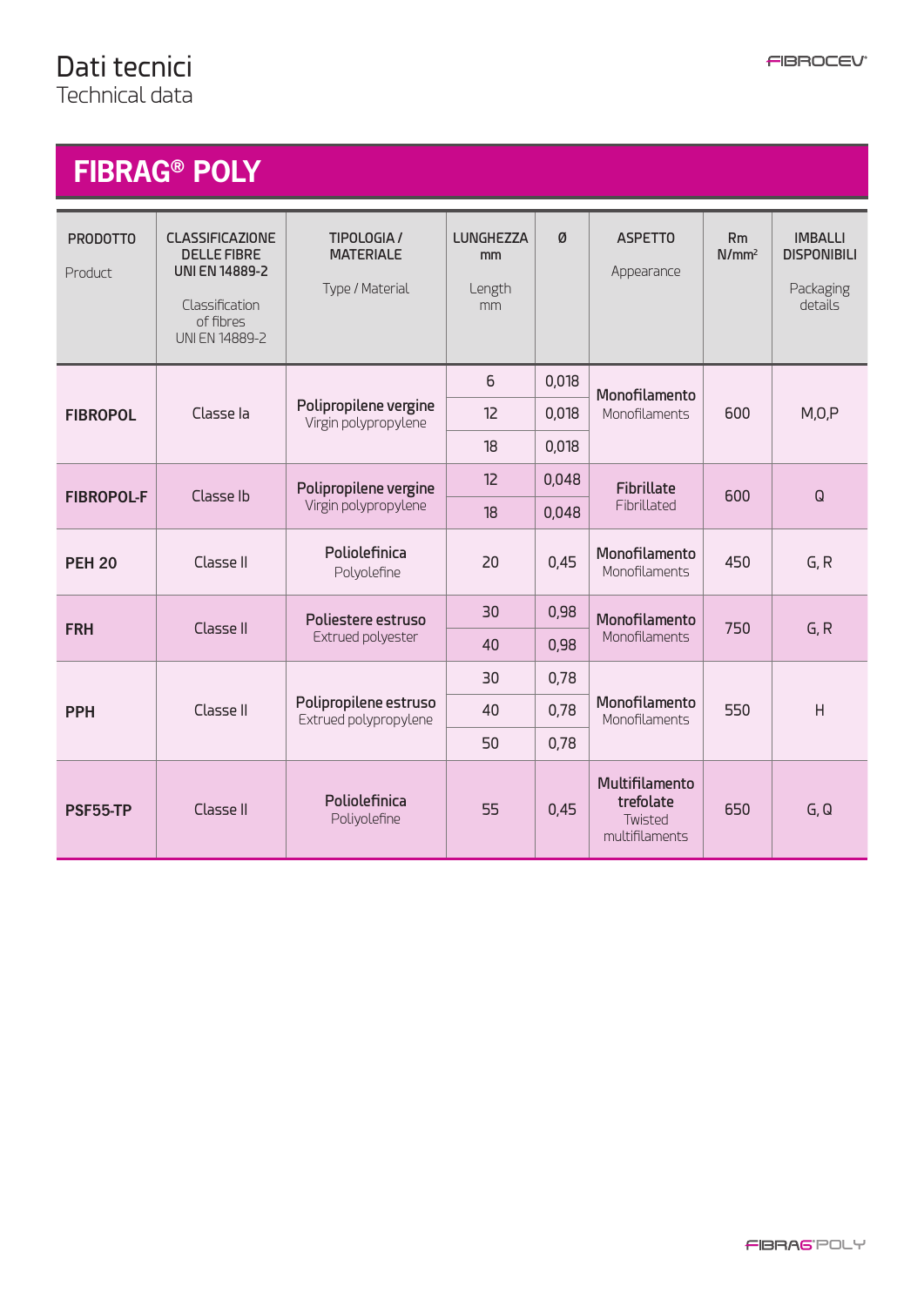# Dati tecnici
## Technical data

## FIBRAG® POLY

| PRODOTTO<br>Product | CLASSIFICAZIONE DELLE FIBRE UNI EN 14889-2<br>Classification of fibres UNI EN 14889-2 | TIPOLOGIA / MATERIALE<br>Type / Material | LUNGHEZZA mm<br>Length mm | Ø | ASPETTO<br>Appearance | Rm N/mm² | IMBALLI DISPONIBILI<br>Packaging details |
|---|---|---|---|---|---|---|---|
| **FIBROPOL** | Classe Ia | **Polipropilene vergine**<br>Virgin polypropylene | 6 | 0,018 | **Monofilamento**<br>Monofilaments | 600 | M,O,P |
| | | | 12 | 0,018 | | | |
| | | | 18 | 0,018 | | | |
| **FIBROPOL-F** | Classe Ib | **Polipropilene vergine**<br>Virgin polypropylene | 12 | 0,048 | **Fibrillate**<br>Fibrillated | 600 | Q |
| | | | 18 | 0,048 | | | |
| **PEH 20** | Classe II | **Poliolefinica**<br>Polyolefine | 20 | 0,45 | **Monofilamento**<br>Monofilaments | 450 | G, R |
| **FRH** | Classe II | **Poliestere estruso**<br>Extruded polyester | 30 | 0,98 | **Monofilamento**<br>Monofilaments | 750 | G, R |
| | | | 40 | 0,98 | | | |
| **PPH** | Classe II | **Polipropilene estruso**<br>Extruded polypropylene | 30 | 0,78 | **Monofilamento**<br>Monofilaments | 550 | H |
| | | | 40 | 0,78 | | | |
| | | | 50 | 0,78 | | | |
| **PSF55-TP** | Classe II | **Poliolefinica**<br>Poliyolefine | 55 | 0,45 | **Multifilamento trefolate**<br>Twisted multifilaments | 650 | G, Q |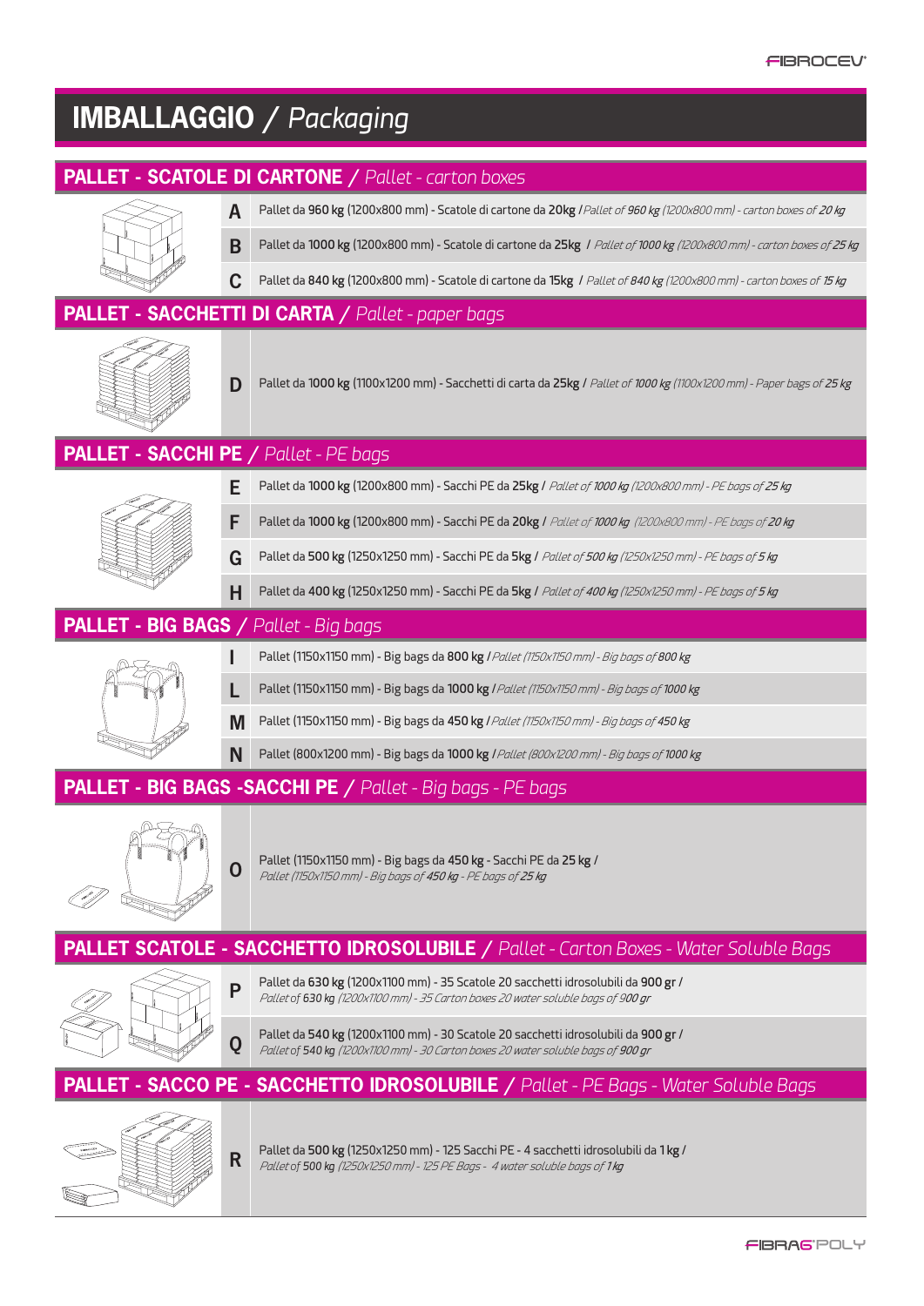# IMBALLAGGIO / *Packaging*

## PALLET - SCATOLE DI CARTONE / *Pallet - carton boxes*

| | |
|---|---|
| **A** | Pallet da **960 kg** (1200x800 mm) - Scatole di cartone da **20kg** / *Pallet of **960 kg** (1200x800 mm) - carton boxes of **20 kg*** |
| **B** | Pallet da **1000 kg** (1200x800 mm) - Scatole di cartone da **25kg** / *Pallet of **1000 kg** (1200x800 mm) - carton boxes of **25 kg*** |
| **C** | Pallet da **840 kg** (1200x800 mm) - Scatole di cartone da **15kg** / *Pallet of **840 kg** (1200x800 mm) - carton boxes of **15 kg*** |

## PALLET - SACCHETTI DI CARTA / *Pallet - paper bags*

| | |
|---|---|
| **D** | Pallet da **1000 kg** (1100x1200 mm) - Sacchetti di carta da **25kg** / *Pallet of **1000 kg** (1100x1200 mm) - Paper bags of **25 kg*** |

## PALLET - SACCHI PE / *Pallet - PE bags*

| | |
|---|---|
| **E** | Pallet da **1000 kg** (1200x800 mm) - Sacchi PE da **25kg** / *Pallet of **1000 kg** (1200x800 mm) - PE bags of **25 kg*** |
| **F** | Pallet da **1000 kg** (1200x800 mm) - Sacchi PE da **20kg** / *Pallet of **1000 kg** (1200x800 mm) - PE bags of **20 kg*** |
| **G** | Pallet da **500 kg** (1250x1250 mm) - Sacchi PE da **5kg** / *Pallet of **500 kg** (1250x1250 mm) - PE bags of **5 kg*** |
| **H** | Pallet da **400 kg** (1250x1250 mm) - Sacchi PE da **5kg** / *Pallet of **400 kg** (1250x1250 mm) - PE bags of **5 kg*** |

## PALLET - BIG BAGS / *Pallet - Big bags*

| | |
|---|---|
| **I** | Pallet (1150x1150 mm) - Big bags da **800 kg** / *Pallet (1150x1150 mm) - Big bags of **800 kg*** |
| **L** | Pallet (1150x1150 mm) - Big bags da **1000 kg** / *Pallet (1150x1150 mm) - Big bags of **1000 kg*** |
| **M** | Pallet (1150x1150 mm) - Big bags da **450 kg** / *Pallet (1150x1150 mm) - Big bags of **450 kg*** |
| **N** | Pallet (800x1200 mm) - Big bags da **1000 kg** / *Pallet (800x1200 mm) - Big bags of **1000 kg*** |

## PALLET - BIG BAGS -SACCHI PE / *Pallet - Big bags - PE bags*

| | |
|---|---|
| **O** | Pallet (1150x1150 mm) - Big bags da **450 kg** - Sacchi PE da **25 kg** / *Pallet (1150x1150 mm) - Big bags of **450 kg** - PE bags of **25 kg*** |

## PALLET SCATOLE - SACCHETTO IDROSOLUBILE / *Pallet - Carton Boxes - Water Soluble Bags*

| | |
|---|---|
| **P** | Pallet da **630 kg** (1200x1100 mm) - 35 Scatole 20 sacchetti idrosolubili da **900 gr** / *Pallet of **630 kg** (1200x1100 mm) - 35 Carton boxes 20 water soluble bags of **900 gr*** |
| **Q** | Pallet da **540 kg** (1200x1100 mm) - 30 Scatole 20 sacchetti idrosolubili da **900 gr** / *Pallet of **540 kg** (1200x1100 mm) - 30 Carton boxes 20 water soluble bags of **900 gr*** |

## PALLET - SACCO PE - SACCHETTO IDROSOLUBILE / *Pallet - PE Bags - Water Soluble Bags*

| | |
|---|---|
| **R** | Pallet da **500 kg** (1250x1250 mm) - 125 Sacchi PE - 4 sacchetti idrosolubili da **1 kg** / *Pallet of **500 kg** (1250x1250 mm) - 125 PE Bags - 4 water soluble bags of **1 kg*** |